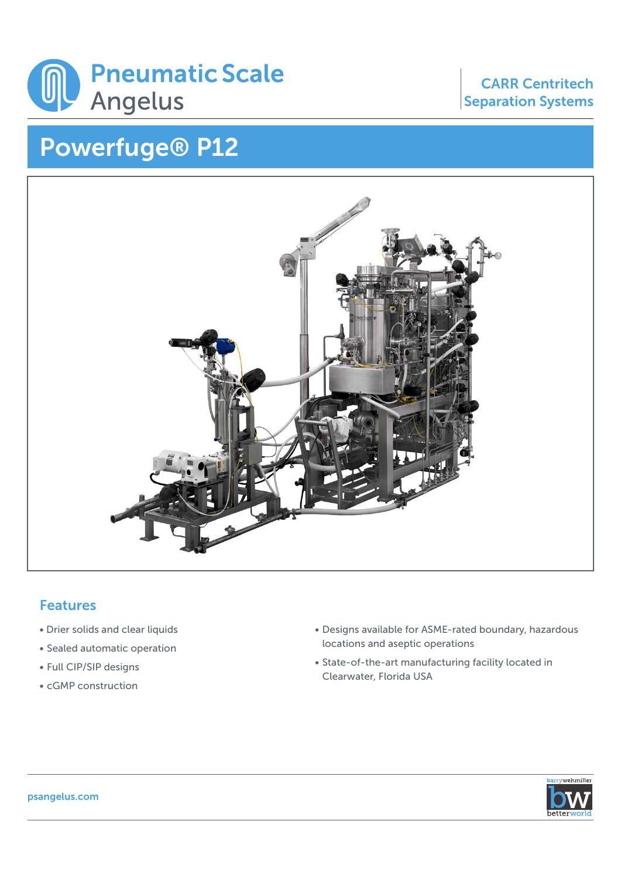Pneumatic Scale Angelus

CARR Centritech Separation Systems

# Powerfuge® P12

## Features

- Drier solids and clear liquids
- Sealed automatic operation
- Full CIP/SIP designs
- cGMP construction
- Designs available for ASME-rated boundary, hazardous locations and aseptic operations
- State-of-the-art manufacturing facility located in Clearwater, Florida USA

psangelus.com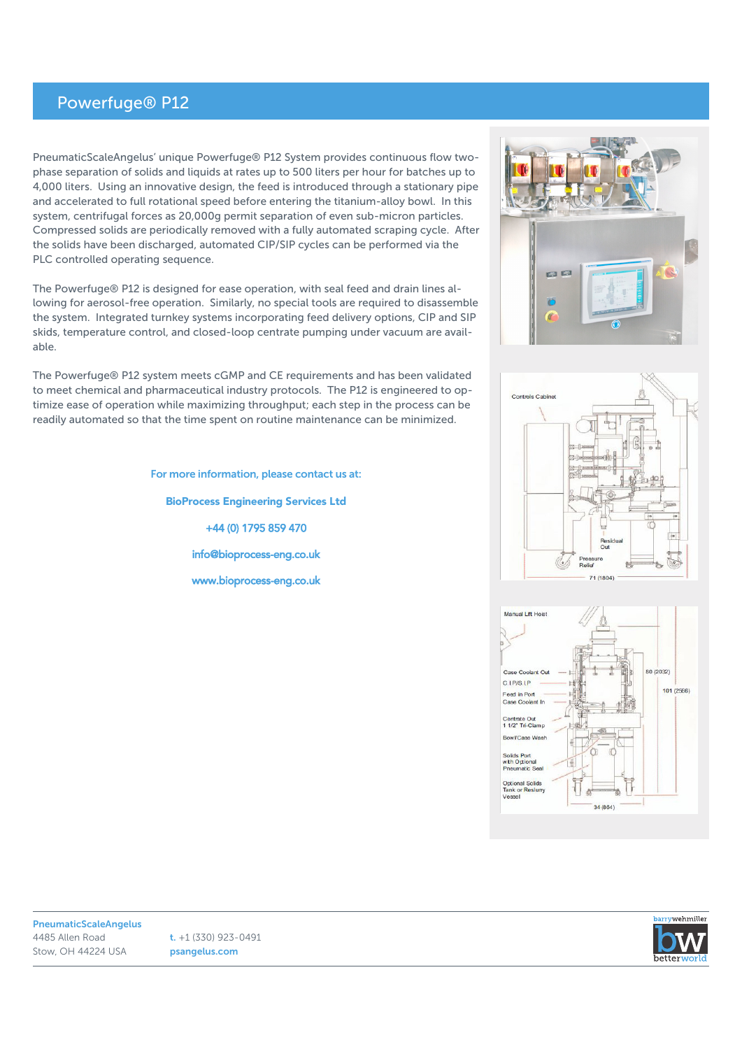# Powerfuge® P12

PneumaticScaleAngelus' unique Powerfuge® P12 System provides continuous flow two-phase separation of solids and liquids at rates up to 500 liters per hour for batches up to 4,000 liters. Using an innovative design, the feed is introduced through a stationary pipe and accelerated to full rotational speed before entering the titanium-alloy bowl. In this system, centrifugal forces as 20,000g permit separation of even sub-micron particles. Compressed solids are periodically removed with a fully automated scraping cycle. After the solids have been discharged, automated CIP/SIP cycles can be performed via the PLC controlled operating sequence.

The Powerfuge® P12 is designed for ease operation, with seal feed and drain lines allowing for aerosol-free operation. Similarly, no special tools are required to disassemble the system. Integrated turnkey systems incorporating feed delivery options, CIP and SIP skids, temperature control, and closed-loop centrate pumping under vacuum are available.

The Powerfuge® P12 system meets cGMP and CE requirements and has been validated to meet chemical and pharmaceutical industry protocols. The P12 is engineered to optimize ease of operation while maximizing throughput; each step in the process can be readily automated so that the time spent on routine maintenance can be minimized.

For more information, please contact us at:

**BioProcess Engineering Services Ltd**

+44 (0) 1795 859 470

info@bioprocess-eng.co.uk

www.bioprocess-eng.co.uk

Controls Cabinet
Residual Out
Pressure Relief
71 (1804)

Manual Lift Hoist
Case Coolant Out
C.I.P/S.I.P
Feed in Port
Case Coolant In
Centrate Out 1 1/2" Tri-Clamp
Bowl/Case Wash
Solids Port with Optional Pneumatic Seal
Optional Solids Tank or Reslurry Vessel
80 (2032)
101 (2566)
34 (864)

**PneumaticScaleAngelus**
4485 Allen Road
Stow, OH 44224 USA

t. +1 (330) 923-0491
psangelus.com

barrywehmiller
bw
betterworld